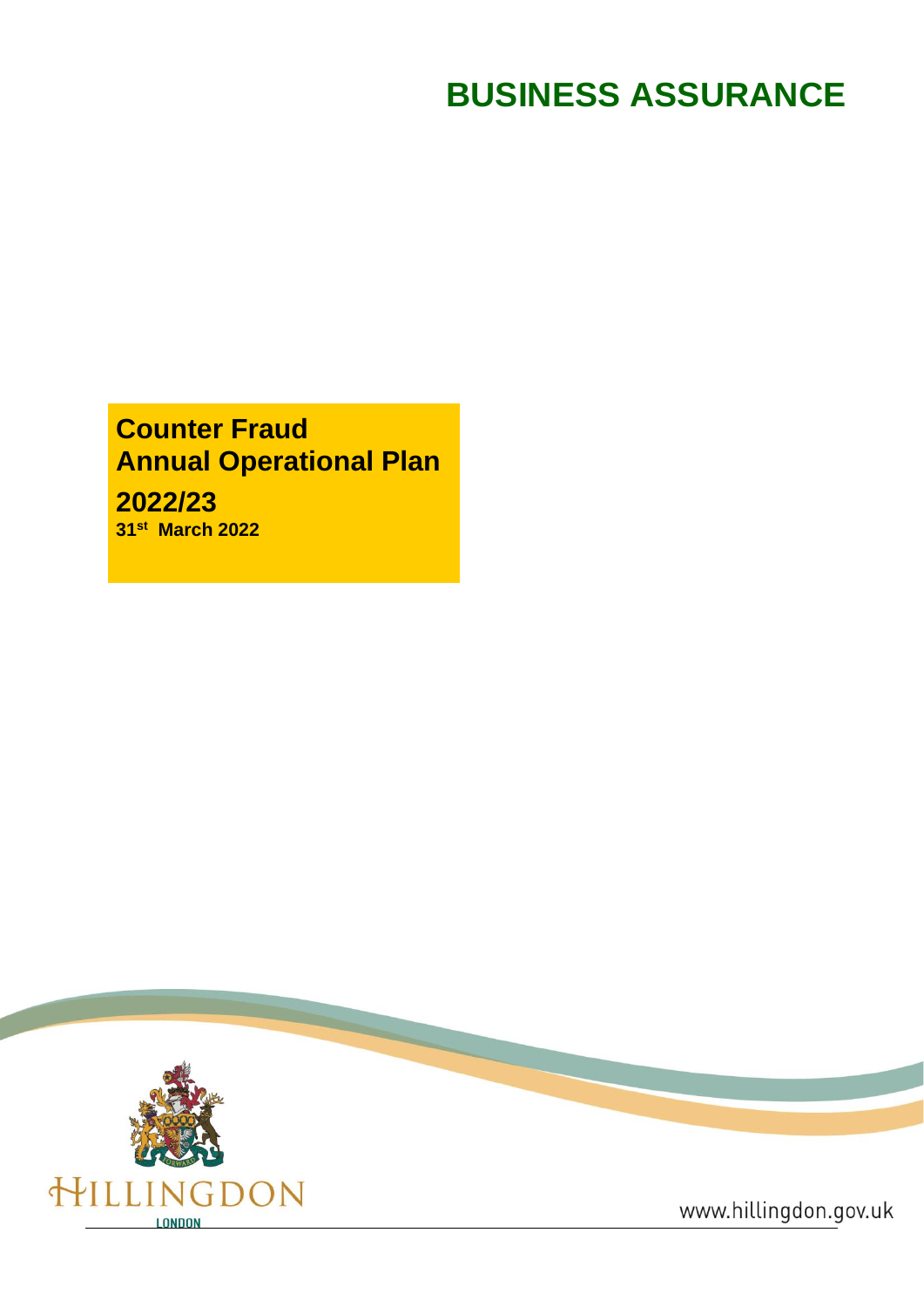# BUSINESS ASSURANCE

## Counter Fraud Annual Operational Plan

## 2022/23

**31st March 2022**

HILLINGDON

LONDON

www.hillingdon.gov.uk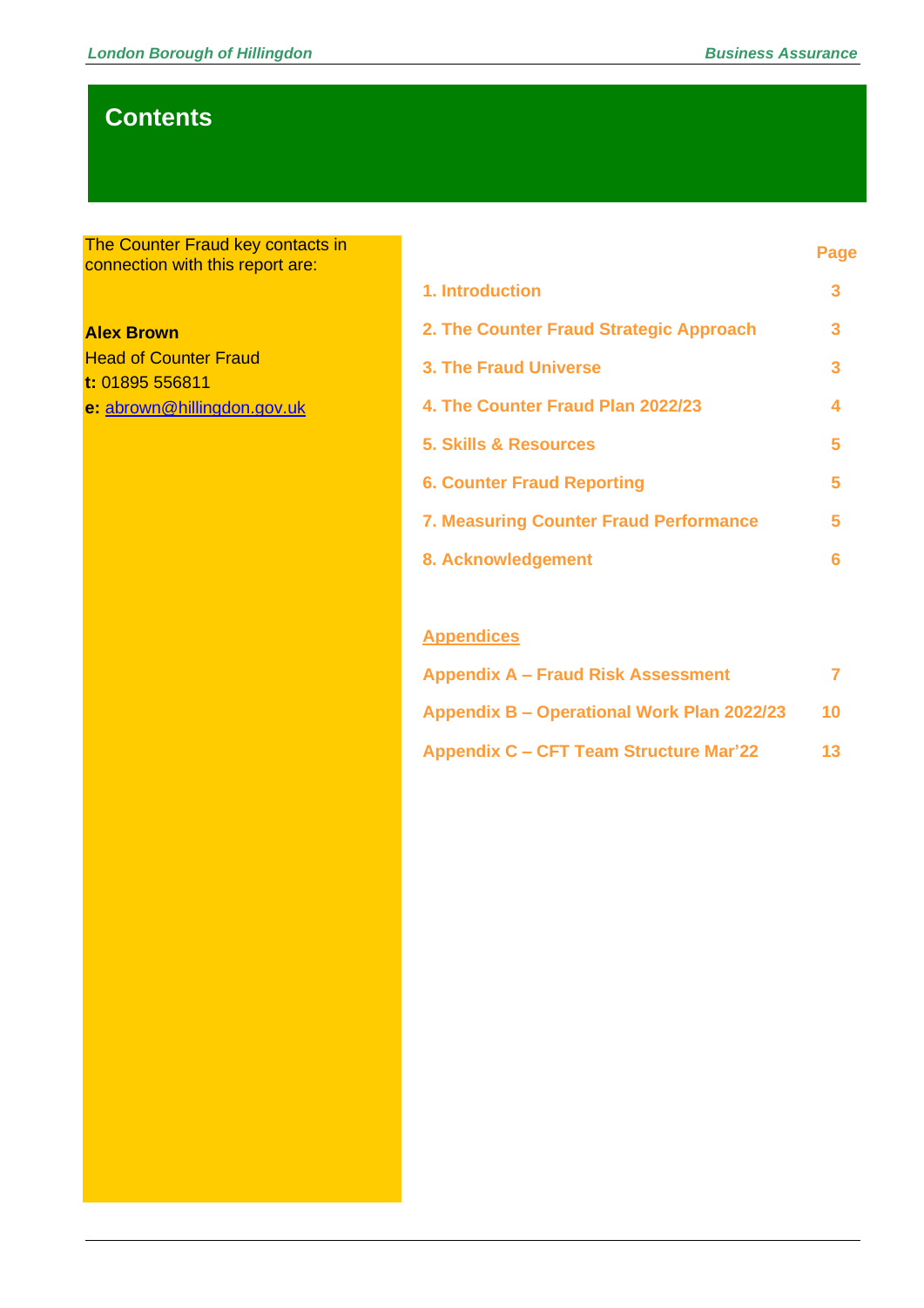# Contents

The Counter Fraud key contacts in connection with this report are:

**Alex Brown**
Head of Counter Fraud
**t:** 01895 556811
**e:** abrown@hillingdon.gov.uk

| | Page |
|---|---|
| **1. Introduction** | **3** |
| **2. The Counter Fraud Strategic Approach** | **3** |
| **3. The Fraud Universe** | **3** |
| **4. The Counter Fraud Plan 2022/23** | **4** |
| **5. Skills & Resources** | **5** |
| **6. Counter Fraud Reporting** | **5** |
| **7. Measuring Counter Fraud Performance** | **5** |
| **8. Acknowledgement** | **6** |

**Appendices**

| | |
|---|---|
| **Appendix A – Fraud Risk Assessment** | **7** |
| **Appendix B – Operational Work Plan 2022/23** | **10** |
| **Appendix C – CFT Team Structure Mar'22** | **13** |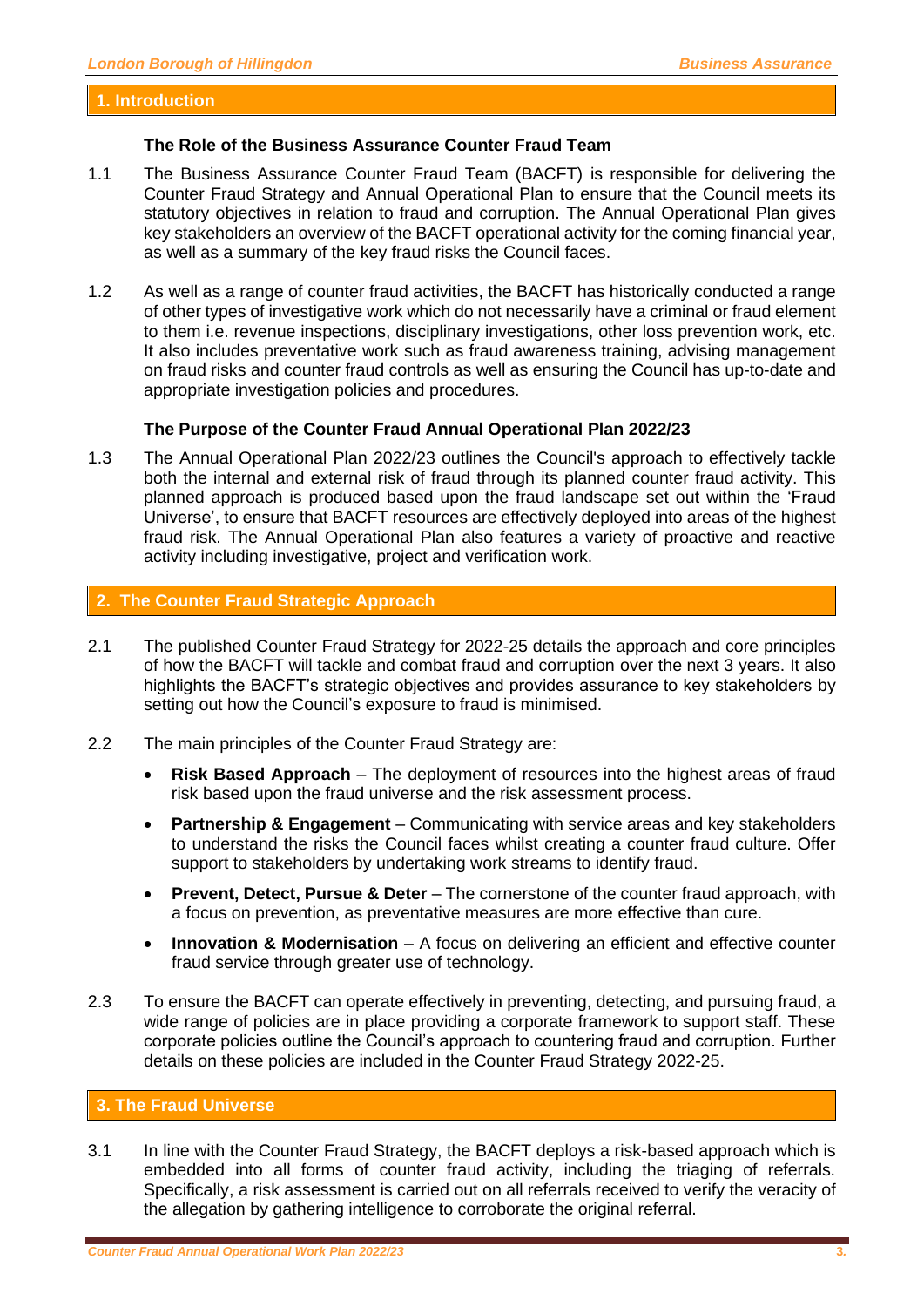## 1. Introduction

### The Role of the Business Assurance Counter Fraud Team

1.1 The Business Assurance Counter Fraud Team (BACFT) is responsible for delivering the Counter Fraud Strategy and Annual Operational Plan to ensure that the Council meets its statutory objectives in relation to fraud and corruption. The Annual Operational Plan gives key stakeholders an overview of the BACFT operational activity for the coming financial year, as well as a summary of the key fraud risks the Council faces.

1.2 As well as a range of counter fraud activities, the BACFT has historically conducted a range of other types of investigative work which do not necessarily have a criminal or fraud element to them i.e. revenue inspections, disciplinary investigations, other loss prevention work, etc. It also includes preventative work such as fraud awareness training, advising management on fraud risks and counter fraud controls as well as ensuring the Council has up-to-date and appropriate investigation policies and procedures.

### The Purpose of the Counter Fraud Annual Operational Plan 2022/23

1.3 The Annual Operational Plan 2022/23 outlines the Council's approach to effectively tackle both the internal and external risk of fraud through its planned counter fraud activity. This planned approach is produced based upon the fraud landscape set out within the 'Fraud Universe', to ensure that BACFT resources are effectively deployed into areas of the highest fraud risk. The Annual Operational Plan also features a variety of proactive and reactive activity including investigative, project and verification work.

## 2. The Counter Fraud Strategic Approach

2.1 The published Counter Fraud Strategy for 2022-25 details the approach and core principles of how the BACFT will tackle and combat fraud and corruption over the next 3 years. It also highlights the BACFT's strategic objectives and provides assurance to key stakeholders by setting out how the Council's exposure to fraud is minimised.

2.2 The main principles of the Counter Fraud Strategy are:

- **Risk Based Approach** – The deployment of resources into the highest areas of fraud risk based upon the fraud universe and the risk assessment process.
- **Partnership & Engagement** – Communicating with service areas and key stakeholders to understand the risks the Council faces whilst creating a counter fraud culture. Offer support to stakeholders by undertaking work streams to identify fraud.
- **Prevent, Detect, Pursue & Deter** – The cornerstone of the counter fraud approach, with a focus on prevention, as preventative measures are more effective than cure.
- **Innovation & Modernisation** – A focus on delivering an efficient and effective counter fraud service through greater use of technology.

2.3 To ensure the BACFT can operate effectively in preventing, detecting, and pursuing fraud, a wide range of policies are in place providing a corporate framework to support staff. These corporate policies outline the Council's approach to countering fraud and corruption. Further details on these policies are included in the Counter Fraud Strategy 2022-25.

## 3. The Fraud Universe

3.1 In line with the Counter Fraud Strategy, the BACFT deploys a risk-based approach which is embedded into all forms of counter fraud activity, including the triaging of referrals. Specifically, a risk assessment is carried out on all referrals received to verify the veracity of the allegation by gathering intelligence to corroborate the original referral.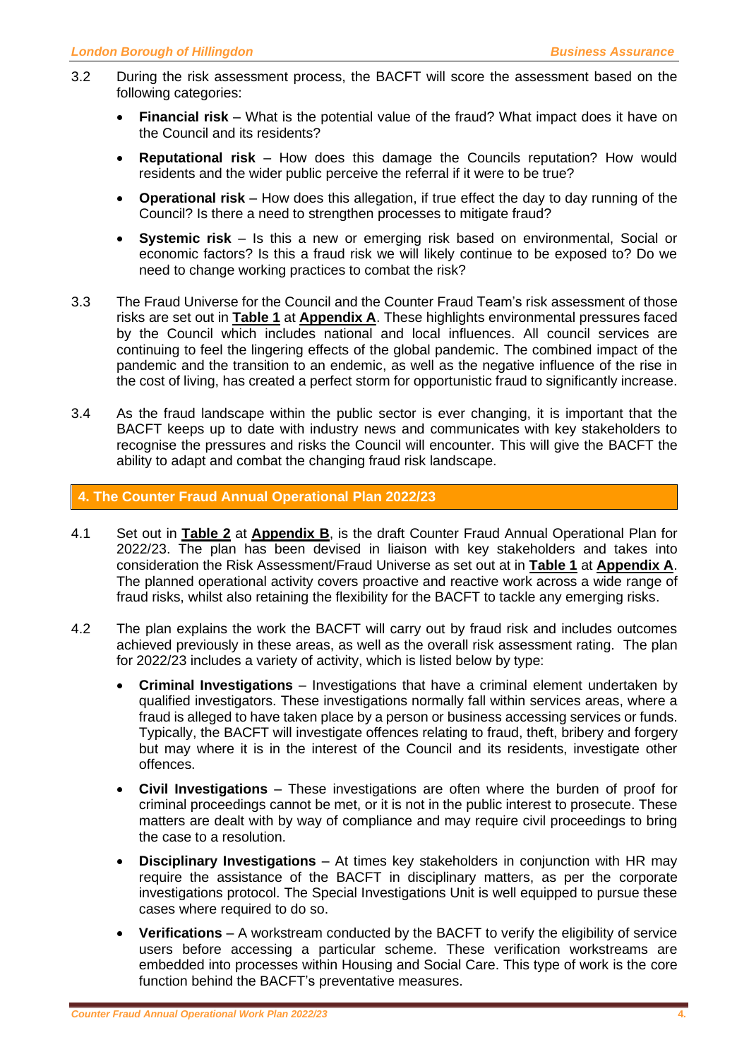3.2 During the risk assessment process, the BACFT will score the assessment based on the following categories:

- **Financial risk** – What is the potential value of the fraud? What impact does it have on the Council and its residents?
- **Reputational risk** – How does this damage the Councils reputation? How would residents and the wider public perceive the referral if it were to be true?
- **Operational risk** – How does this allegation, if true effect the day to day running of the Council? Is there a need to strengthen processes to mitigate fraud?
- **Systemic risk** – Is this a new or emerging risk based on environmental, Social or economic factors? Is this a fraud risk we will likely continue to be exposed to? Do we need to change working practices to combat the risk?

3.3 The Fraud Universe for the Council and the Counter Fraud Team's risk assessment of those risks are set out in **Table 1** at **Appendix A**. These highlights environmental pressures faced by the Council which includes national and local influences. All council services are continuing to feel the lingering effects of the global pandemic. The combined impact of the pandemic and the transition to an endemic, as well as the negative influence of the rise in the cost of living, has created a perfect storm for opportunistic fraud to significantly increase.

3.4 As the fraud landscape within the public sector is ever changing, it is important that the BACFT keeps up to date with industry news and communicates with key stakeholders to recognise the pressures and risks the Council will encounter. This will give the BACFT the ability to adapt and combat the changing fraud risk landscape.

## 4. The Counter Fraud Annual Operational Plan 2022/23

4.1 Set out in **Table 2** at **Appendix B**, is the draft Counter Fraud Annual Operational Plan for 2022/23. The plan has been devised in liaison with key stakeholders and takes into consideration the Risk Assessment/Fraud Universe as set out at in **Table 1** at **Appendix A**. The planned operational activity covers proactive and reactive work across a wide range of fraud risks, whilst also retaining the flexibility for the BACFT to tackle any emerging risks.

4.2 The plan explains the work the BACFT will carry out by fraud risk and includes outcomes achieved previously in these areas, as well as the overall risk assessment rating. The plan for 2022/23 includes a variety of activity, which is listed below by type:

- **Criminal Investigations** – Investigations that have a criminal element undertaken by qualified investigators. These investigations normally fall within services areas, where a fraud is alleged to have taken place by a person or business accessing services or funds. Typically, the BACFT will investigate offences relating to fraud, theft, bribery and forgery but may where it is in the interest of the Council and its residents, investigate other offences.
- **Civil Investigations** – These investigations are often where the burden of proof for criminal proceedings cannot be met, or it is not in the public interest to prosecute. These matters are dealt with by way of compliance and may require civil proceedings to bring the case to a resolution.
- **Disciplinary Investigations** – At times key stakeholders in conjunction with HR may require the assistance of the BACFT in disciplinary matters, as per the corporate investigations protocol. The Special Investigations Unit is well equipped to pursue these cases where required to do so.
- **Verifications** – A workstream conducted by the BACFT to verify the eligibility of service users before accessing a particular scheme. These verification workstreams are embedded into processes within Housing and Social Care. This type of work is the core function behind the BACFT's preventative measures.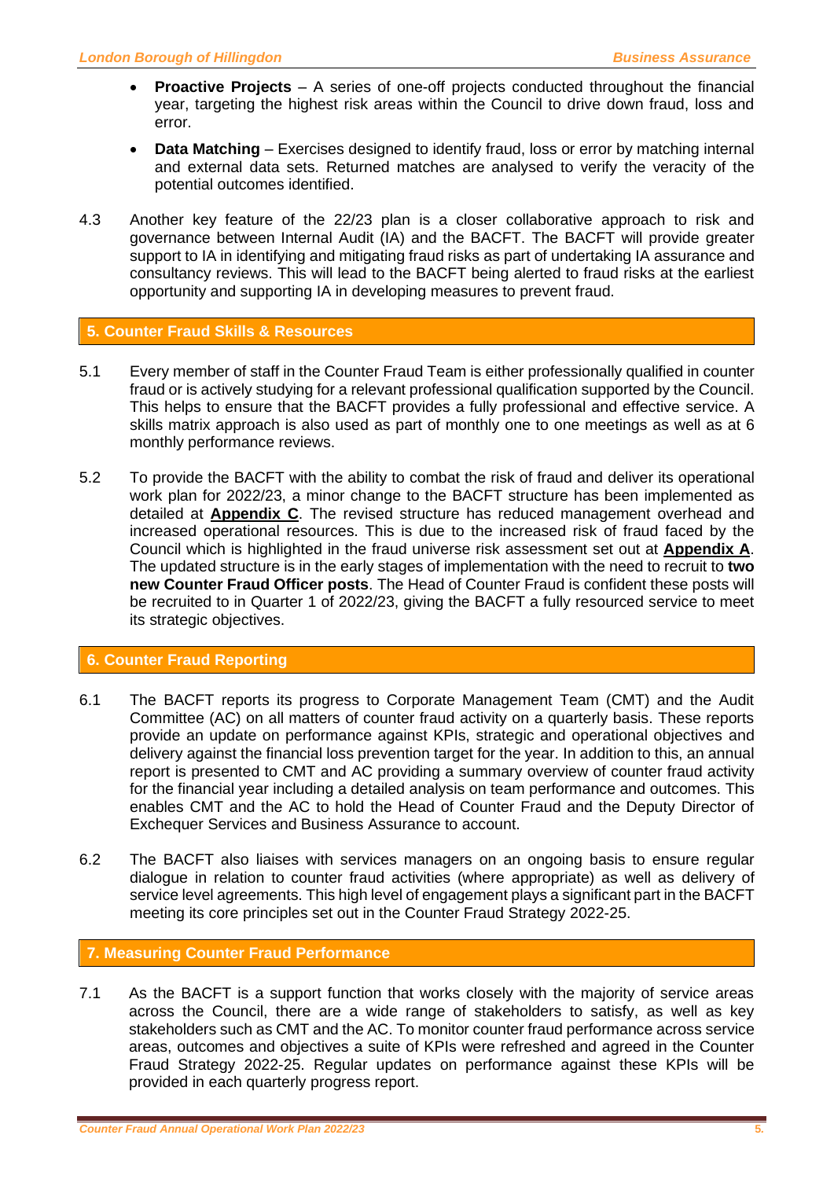- **Proactive Projects** – A series of one-off projects conducted throughout the financial year, targeting the highest risk areas within the Council to drive down fraud, loss and error.
- **Data Matching** – Exercises designed to identify fraud, loss or error by matching internal and external data sets. Returned matches are analysed to verify the veracity of the potential outcomes identified.

4.3 Another key feature of the 22/23 plan is a closer collaborative approach to risk and governance between Internal Audit (IA) and the BACFT. The BACFT will provide greater support to IA in identifying and mitigating fraud risks as part of undertaking IA assurance and consultancy reviews. This will lead to the BACFT being alerted to fraud risks at the earliest opportunity and supporting IA in developing measures to prevent fraud.

## 5. Counter Fraud Skills & Resources

5.1 Every member of staff in the Counter Fraud Team is either professionally qualified in counter fraud or is actively studying for a relevant professional qualification supported by the Council. This helps to ensure that the BACFT provides a fully professional and effective service. A skills matrix approach is also used as part of monthly one to one meetings as well as at 6 monthly performance reviews.

5.2 To provide the BACFT with the ability to combat the risk of fraud and deliver its operational work plan for 2022/23, a minor change to the BACFT structure has been implemented as detailed at **Appendix C**. The revised structure has reduced management overhead and increased operational resources. This is due to the increased risk of fraud faced by the Council which is highlighted in the fraud universe risk assessment set out at **Appendix A**. The updated structure is in the early stages of implementation with the need to recruit to **two new Counter Fraud Officer posts**. The Head of Counter Fraud is confident these posts will be recruited to in Quarter 1 of 2022/23, giving the BACFT a fully resourced service to meet its strategic objectives.

## 6. Counter Fraud Reporting

6.1 The BACFT reports its progress to Corporate Management Team (CMT) and the Audit Committee (AC) on all matters of counter fraud activity on a quarterly basis. These reports provide an update on performance against KPIs, strategic and operational objectives and delivery against the financial loss prevention target for the year. In addition to this, an annual report is presented to CMT and AC providing a summary overview of counter fraud activity for the financial year including a detailed analysis on team performance and outcomes. This enables CMT and the AC to hold the Head of Counter Fraud and the Deputy Director of Exchequer Services and Business Assurance to account.

6.2 The BACFT also liaises with services managers on an ongoing basis to ensure regular dialogue in relation to counter fraud activities (where appropriate) as well as delivery of service level agreements. This high level of engagement plays a significant part in the BACFT meeting its core principles set out in the Counter Fraud Strategy 2022-25.

## 7. Measuring Counter Fraud Performance

7.1 As the BACFT is a support function that works closely with the majority of service areas across the Council, there are a wide range of stakeholders to satisfy, as well as key stakeholders such as CMT and the AC. To monitor counter fraud performance across service areas, outcomes and objectives a suite of KPIs were refreshed and agreed in the Counter Fraud Strategy 2022-25. Regular updates on performance against these KPIs will be provided in each quarterly progress report.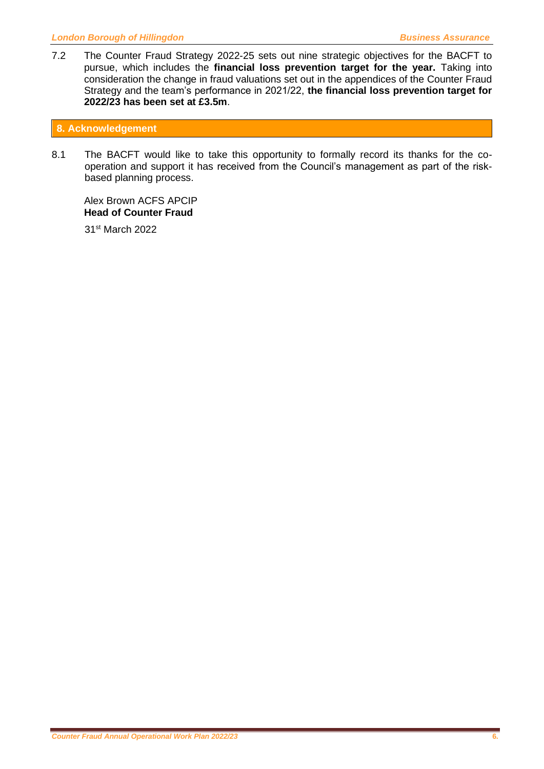7.2 The Counter Fraud Strategy 2022-25 sets out nine strategic objectives for the BACFT to pursue, which includes the **financial loss prevention target for the year.** Taking into consideration the change in fraud valuations set out in the appendices of the Counter Fraud Strategy and the team's performance in 2021/22, **the financial loss prevention target for 2022/23 has been set at £3.5m**.

## 8. Acknowledgement

8.1 The BACFT would like to take this opportunity to formally record its thanks for the co-operation and support it has received from the Council's management as part of the risk-based planning process.

Alex Brown ACFS APCIP
**Head of Counter Fraud**

31st March 2022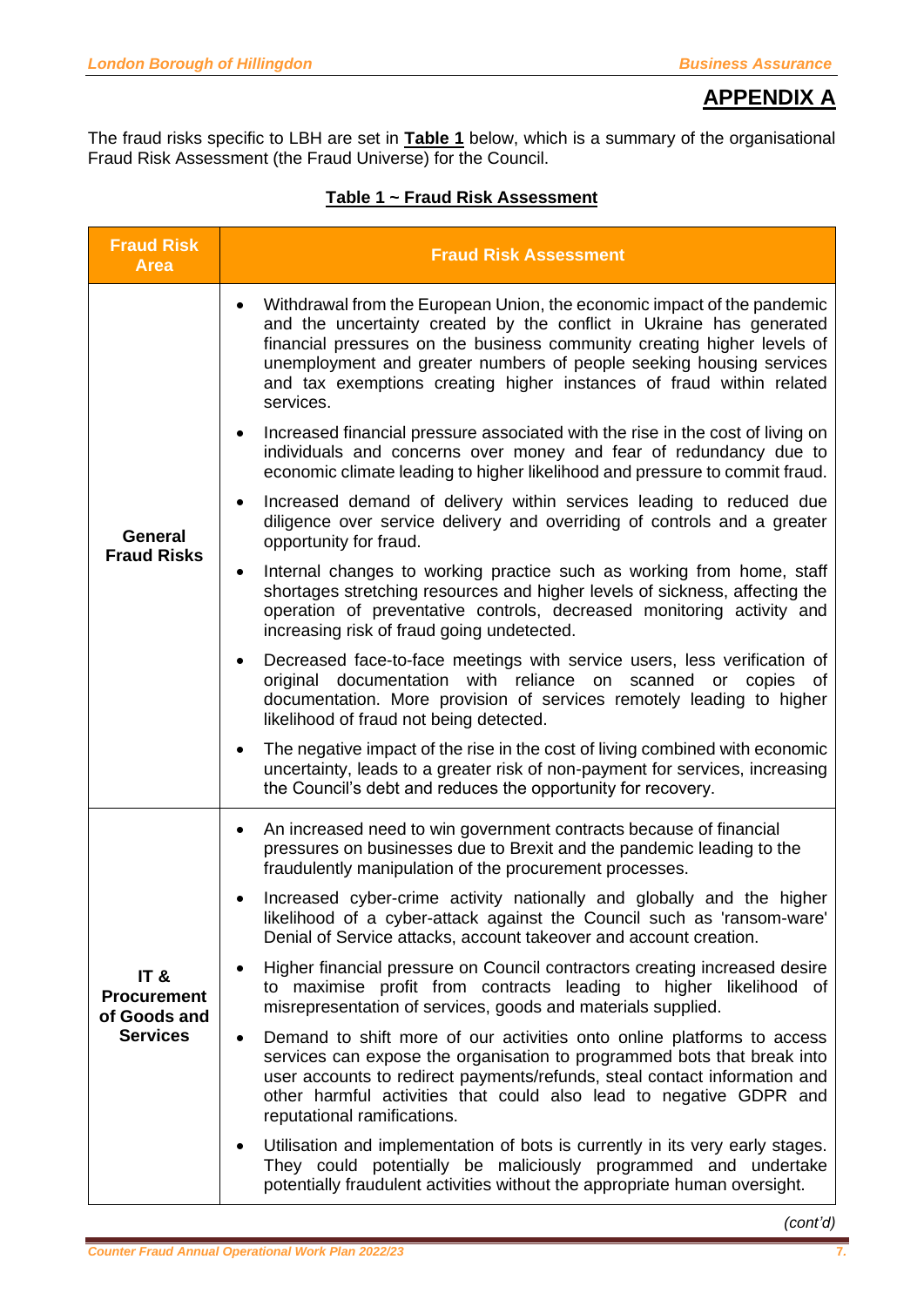# APPENDIX A

The fraud risks specific to LBH are set in **Table 1** below, which is a summary of the organisational Fraud Risk Assessment (the Fraud Universe) for the Council.

**Table 1 ~ Fraud Risk Assessment**

| Fraud Risk Area | Fraud Risk Assessment |
|---|---|
| **General Fraud Risks** | • Withdrawal from the European Union, the economic impact of the pandemic and the uncertainty created by the conflict in Ukraine has generated financial pressures on the business community creating higher levels of unemployment and greater numbers of people seeking housing services and tax exemptions creating higher instances of fraud within related services.<br>• Increased financial pressure associated with the rise in the cost of living on individuals and concerns over money and fear of redundancy due to economic climate leading to higher likelihood and pressure to commit fraud.<br>• Increased demand of delivery within services leading to reduced due diligence over service delivery and overriding of controls and a greater opportunity for fraud.<br>• Internal changes to working practice such as working from home, staff shortages stretching resources and higher levels of sickness, affecting the operation of preventative controls, decreased monitoring activity and increasing risk of fraud going undetected.<br>• Decreased face-to-face meetings with service users, less verification of original documentation with reliance on scanned or copies of documentation. More provision of services remotely leading to higher likelihood of fraud not being detected.<br>• The negative impact of the rise in the cost of living combined with economic uncertainty, leads to a greater risk of non-payment for services, increasing the Council's debt and reduces the opportunity for recovery. |
| **IT & Procurement of Goods and Services** | • An increased need to win government contracts because of financial pressures on businesses due to Brexit and the pandemic leading to the fraudulently manipulation of the procurement processes.<br>• Increased cyber-crime activity nationally and globally and the higher likelihood of a cyber-attack against the Council such as 'ransom-ware' Denial of Service attacks, account takeover and account creation.<br>• Higher financial pressure on Council contractors creating increased desire to maximise profit from contracts leading to higher likelihood of misrepresentation of services, goods and materials supplied.<br>• Demand to shift more of our activities onto online platforms to access services can expose the organisation to programmed bots that break into user accounts to redirect payments/refunds, steal contact information and other harmful activities that could also lead to negative GDPR and reputational ramifications.<br>• Utilisation and implementation of bots is currently in its very early stages. They could potentially be maliciously programmed and undertake potentially fraudulent activities without the appropriate human oversight. |

*(cont'd)*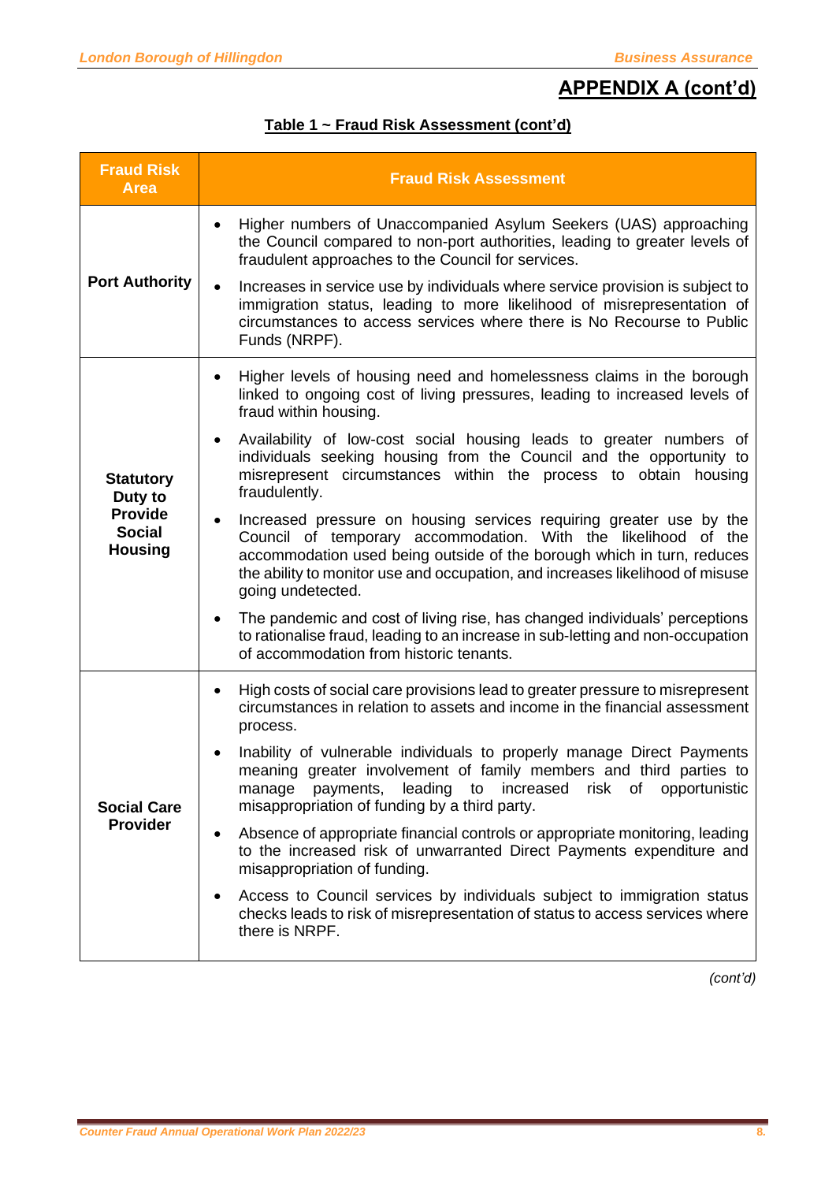## APPENDIX A (cont'd)

**Table 1 ~ Fraud Risk Assessment (cont'd)**

| Fraud Risk Area | Fraud Risk Assessment |
|---|---|
| **Port Authority** | • Higher numbers of Unaccompanied Asylum Seekers (UAS) approaching the Council compared to non-port authorities, leading to greater levels of fraudulent approaches to the Council for services.<br>• Increases in service use by individuals where service provision is subject to immigration status, leading to more likelihood of misrepresentation of circumstances to access services where there is No Recourse to Public Funds (NRPF). |
| **Statutory Duty to Provide Social Housing** | • Higher levels of housing need and homelessness claims in the borough linked to ongoing cost of living pressures, leading to increased levels of fraud within housing.<br>• Availability of low-cost social housing leads to greater numbers of individuals seeking housing from the Council and the opportunity to misrepresent circumstances within the process to obtain housing fraudulently.<br>• Increased pressure on housing services requiring greater use by the Council of temporary accommodation. With the likelihood of the accommodation used being outside of the borough which in turn, reduces the ability to monitor use and occupation, and increases likelihood of misuse going undetected.<br>• The pandemic and cost of living rise, has changed individuals' perceptions to rationalise fraud, leading to an increase in sub-letting and non-occupation of accommodation from historic tenants. |
| **Social Care Provider** | • High costs of social care provisions lead to greater pressure to misrepresent circumstances in relation to assets and income in the financial assessment process.<br>• Inability of vulnerable individuals to properly manage Direct Payments meaning greater involvement of family members and third parties to manage payments, leading to increased risk of opportunistic misappropriation of funding by a third party.<br>• Absence of appropriate financial controls or appropriate monitoring, leading to the increased risk of unwarranted Direct Payments expenditure and misappropriation of funding.<br>• Access to Council services by individuals subject to immigration status checks leads to risk of misrepresentation of status to access services where there is NRPF. |

*(cont'd)*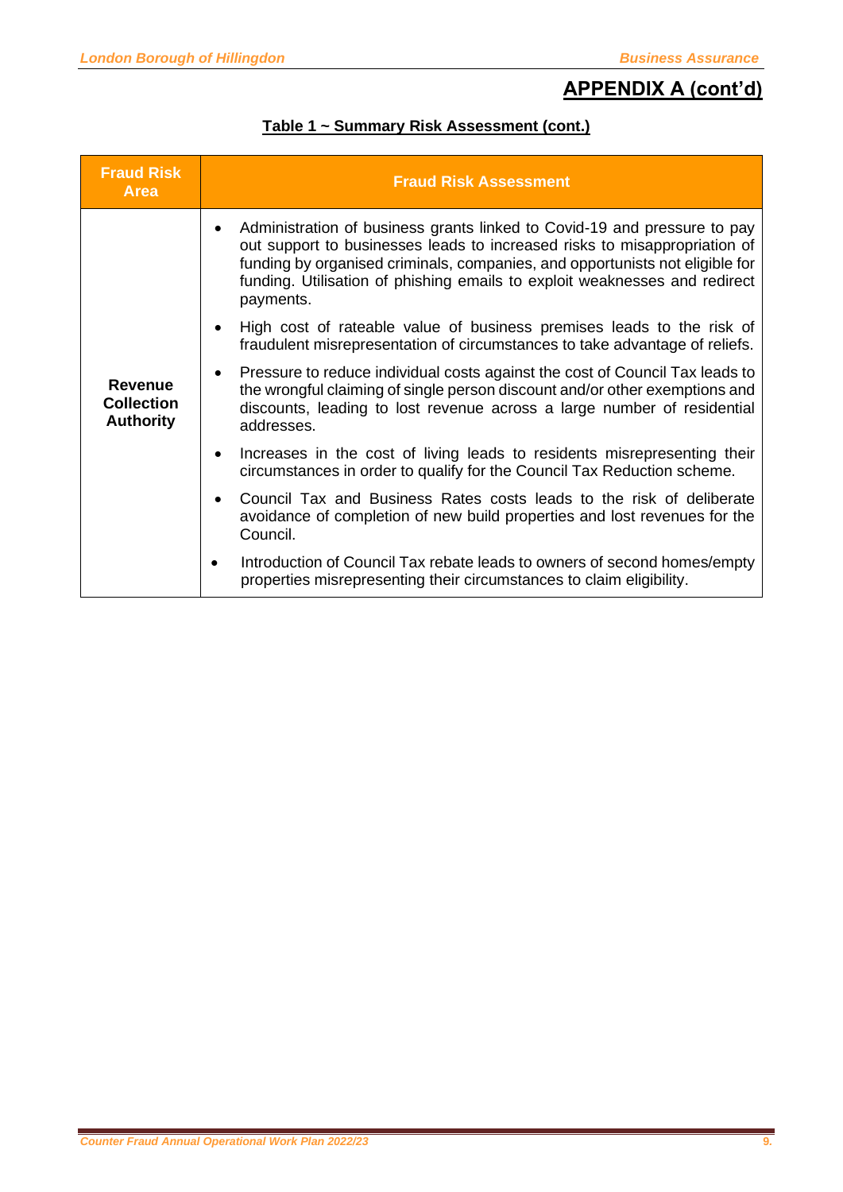## APPENDIX A (cont'd)

**Table 1 ~ Summary Risk Assessment (cont.)**

| Fraud Risk Area | Fraud Risk Assessment |
|---|---|
| **Revenue Collection Authority** | • Administration of business grants linked to Covid-19 and pressure to pay out support to businesses leads to increased risks to misappropriation of funding by organised criminals, companies, and opportunists not eligible for funding. Utilisation of phishing emails to exploit weaknesses and redirect payments.<br>• High cost of rateable value of business premises leads to the risk of fraudulent misrepresentation of circumstances to take advantage of reliefs.<br>• Pressure to reduce individual costs against the cost of Council Tax leads to the wrongful claiming of single person discount and/or other exemptions and discounts, leading to lost revenue across a large number of residential addresses.<br>• Increases in the cost of living leads to residents misrepresenting their circumstances in order to qualify for the Council Tax Reduction scheme.<br>• Council Tax and Business Rates costs leads to the risk of deliberate avoidance of completion of new build properties and lost revenues for the Council.<br>• Introduction of Council Tax rebate leads to owners of second homes/empty properties misrepresenting their circumstances to claim eligibility. |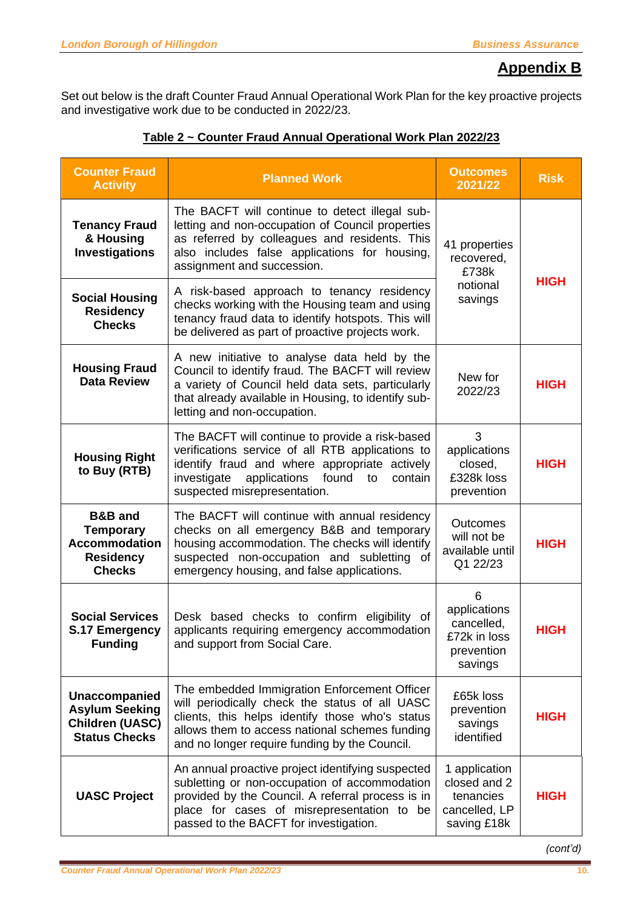## Appendix B

Set out below is the draft Counter Fraud Annual Operational Work Plan for the key proactive projects and investigative work due to be conducted in 2022/23.

**Table 2 ~ Counter Fraud Annual Operational Work Plan 2022/23**

| Counter Fraud Activity | Planned Work | Outcomes 2021/22 | Risk |
|---|---|---|---|
| **Tenancy Fraud & Housing Investigations** | The BACFT will continue to detect illegal sub-letting and non-occupation of Council properties as referred by colleagues and residents. This also includes false applications for housing, assignment and succession. | 41 properties recovered, £738k notional savings | **HIGH** |
| **Social Housing Residency Checks** | A risk-based approach to tenancy residency checks working with the Housing team and using tenancy fraud data to identify hotspots. This will be delivered as part of proactive projects work. | | |
| **Housing Fraud Data Review** | A new initiative to analyse data held by the Council to identify fraud. The BACFT will review a variety of Council held data sets, particularly that already available in Housing, to identify sub-letting and non-occupation. | New for 2022/23 | **HIGH** |
| **Housing Right to Buy (RTB)** | The BACFT will continue to provide a risk-based verifications service of all RTB applications to identify fraud and where appropriate actively investigate applications found to contain suspected misrepresentation. | 3 applications closed, £328k loss prevention | **HIGH** |
| **B&B and Temporary Accommodation Residency Checks** | The BACFT will continue with annual residency checks on all emergency B&B and temporary housing accommodation. The checks will identify suspected non-occupation and subletting of emergency housing, and false applications. | Outcomes will not be available until Q1 22/23 | **HIGH** |
| **Social Services S.17 Emergency Funding** | Desk based checks to confirm eligibility of applicants requiring emergency accommodation and support from Social Care. | 6 applications cancelled, £72k in loss prevention savings | **HIGH** |
| **Unaccompanied Asylum Seeking Children (UASC) Status Checks** | The embedded Immigration Enforcement Officer will periodically check the status of all UASC clients, this helps identify those who's status allows them to access national schemes funding and no longer require funding by the Council. | £65k loss prevention savings identified | **HIGH** |
| **UASC Project** | An annual proactive project identifying suspected subletting or non-occupation of accommodation provided by the Council. A referral process is in place for cases of misrepresentation to be passed to the BACFT for investigation. | 1 application closed and 2 tenancies cancelled, LP saving £18k | **HIGH** |

*(cont'd)*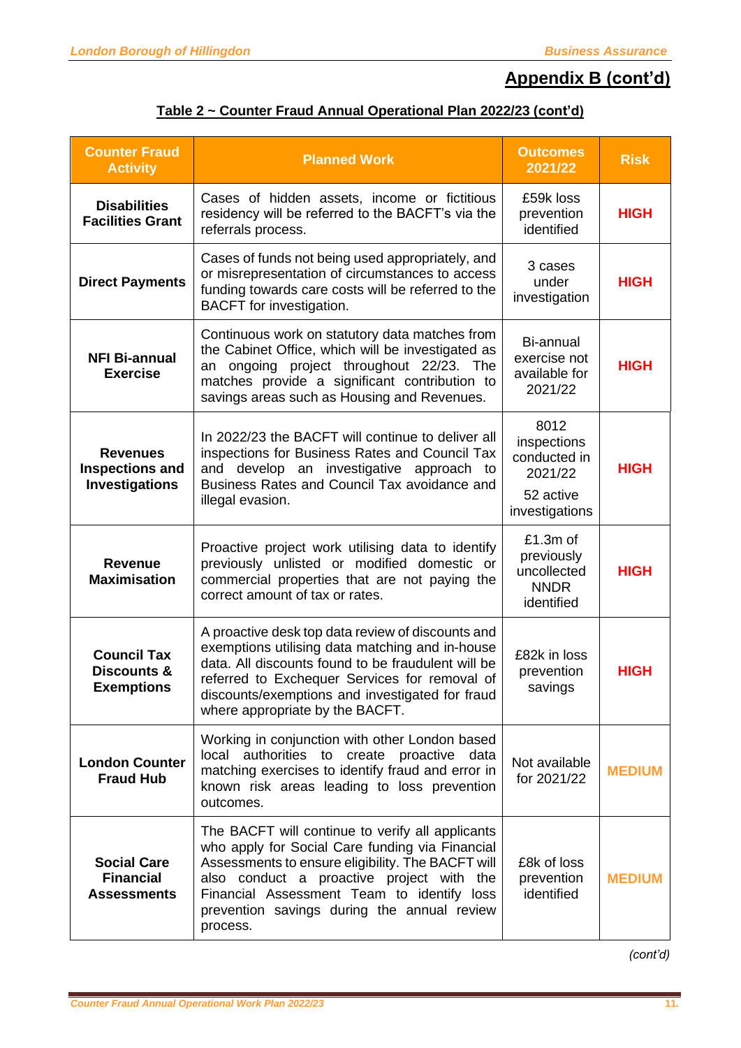## Appendix B (cont'd)

**Table 2 ~ Counter Fraud Annual Operational Plan 2022/23 (cont'd)**

| Counter Fraud Activity | Planned Work | Outcomes 2021/22 | Risk |
|---|---|---|---|
| **Disabilities Facilities Grant** | Cases of hidden assets, income or fictitious residency will be referred to the BACFT's via the referrals process. | £59k loss prevention identified | **HIGH** |
| **Direct Payments** | Cases of funds not being used appropriately, and or misrepresentation of circumstances to access funding towards care costs will be referred to the BACFT for investigation. | 3 cases under investigation | **HIGH** |
| **NFI Bi-annual Exercise** | Continuous work on statutory data matches from the Cabinet Office, which will be investigated as an ongoing project throughout 22/23. The matches provide a significant contribution to savings areas such as Housing and Revenues. | Bi-annual exercise not available for 2021/22 | **HIGH** |
| **Revenues Inspections and Investigations** | In 2022/23 the BACFT will continue to deliver all inspections for Business Rates and Council Tax and develop an investigative approach to Business Rates and Council Tax avoidance and illegal evasion. | 8012 inspections conducted in 2021/22<br><br>52 active investigations | **HIGH** |
| **Revenue Maximisation** | Proactive project work utilising data to identify previously unlisted or modified domestic or commercial properties that are not paying the correct amount of tax or rates. | £1.3m of previously uncollected NNDR identified | **HIGH** |
| **Council Tax Discounts & Exemptions** | A proactive desk top data review of discounts and exemptions utilising data matching and in-house data. All discounts found to be fraudulent will be referred to Exchequer Services for removal of discounts/exemptions and investigated for fraud where appropriate by the BACFT. | £82k in loss prevention savings | **HIGH** |
| **London Counter Fraud Hub** | Working in conjunction with other London based local authorities to create proactive data matching exercises to identify fraud and error in known risk areas leading to loss prevention outcomes. | Not available for 2021/22 | **MEDIUM** |
| **Social Care Financial Assessments** | The BACFT will continue to verify all applicants who apply for Social Care funding via Financial Assessments to ensure eligibility. The BACFT will also conduct a proactive project with the Financial Assessment Team to identify loss prevention savings during the annual review process. | £8k of loss prevention identified | **MEDIUM** |

*(cont'd)*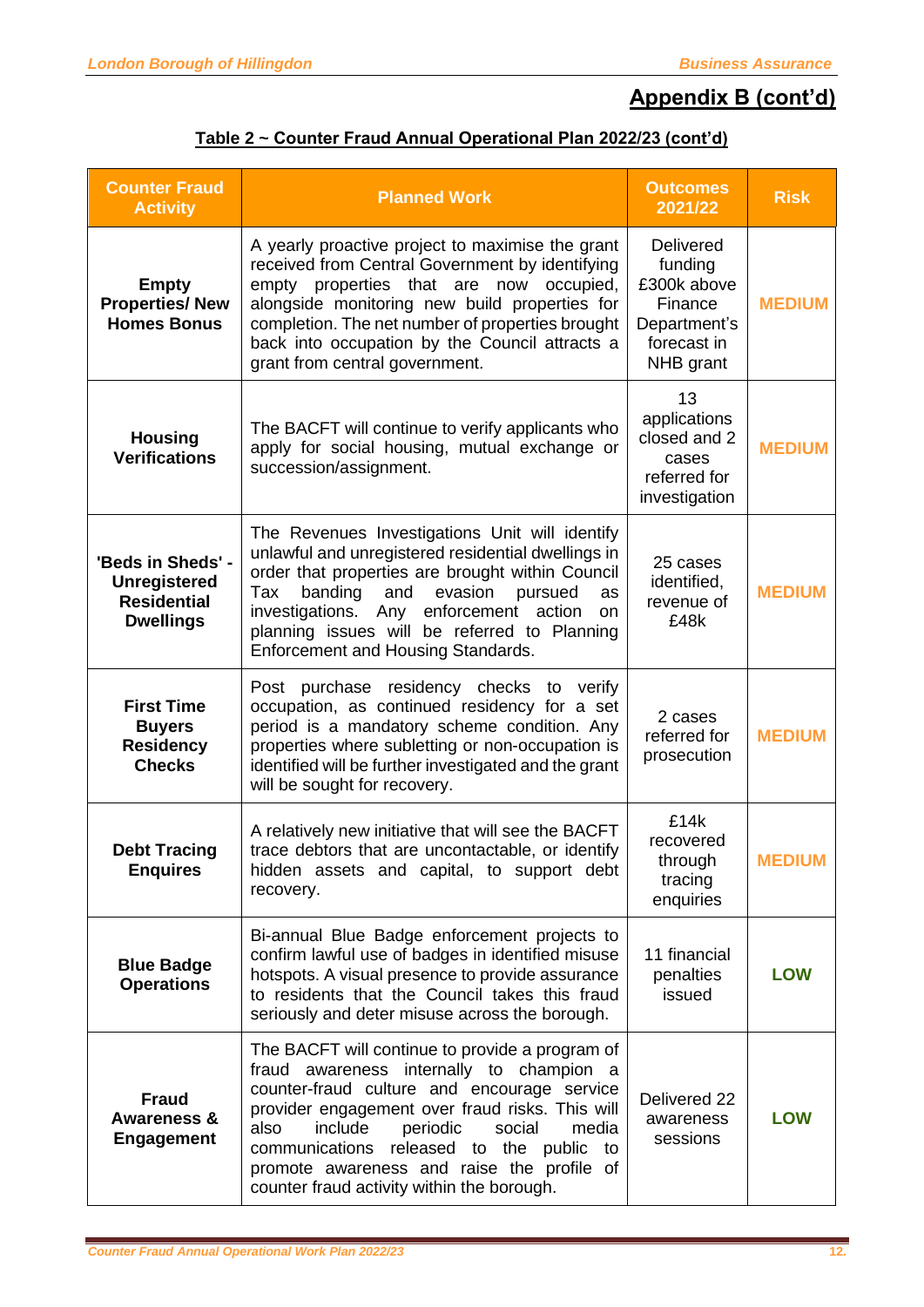## Appendix B (cont'd)

### Table 2 ~ Counter Fraud Annual Operational Plan 2022/23 (cont'd)

| Counter Fraud Activity | Planned Work | Outcomes 2021/22 | Risk |
|---|---|---|---|
| **Empty Properties/ New Homes Bonus** | A yearly proactive project to maximise the grant received from Central Government by identifying empty properties that are now occupied, alongside monitoring new build properties for completion. The net number of properties brought back into occupation by the Council attracts a grant from central government. | Delivered funding £300k above Finance Department's forecast in NHB grant | **MEDIUM** |
| **Housing Verifications** | The BACFT will continue to verify applicants who apply for social housing, mutual exchange or succession/assignment. | 13 applications closed and 2 cases referred for investigation | **MEDIUM** |
| **'Beds in Sheds' - Unregistered Residential Dwellings** | The Revenues Investigations Unit will identify unlawful and unregistered residential dwellings in order that properties are brought within Council Tax banding and evasion pursued as investigations. Any enforcement action on planning issues will be referred to Planning Enforcement and Housing Standards. | 25 cases identified, revenue of £48k | **MEDIUM** |
| **First Time Buyers Residency Checks** | Post purchase residency checks to verify occupation, as continued residency for a set period is a mandatory scheme condition. Any properties where subletting or non-occupation is identified will be further investigated and the grant will be sought for recovery. | 2 cases referred for prosecution | **MEDIUM** |
| **Debt Tracing Enquires** | A relatively new initiative that will see the BACFT trace debtors that are uncontactable, or identify hidden assets and capital, to support debt recovery. | £14k recovered through tracing enquiries | **MEDIUM** |
| **Blue Badge Operations** | Bi-annual Blue Badge enforcement projects to confirm lawful use of badges in identified misuse hotspots. A visual presence to provide assurance to residents that the Council takes this fraud seriously and deter misuse across the borough. | 11 financial penalties issued | **LOW** |
| **Fraud Awareness & Engagement** | The BACFT will continue to provide a program of fraud awareness internally to champion a counter-fraud culture and encourage service provider engagement over fraud risks. This will also include periodic social media communications released to the public to promote awareness and raise the profile of counter fraud activity within the borough. | Delivered 22 awareness sessions | **LOW** |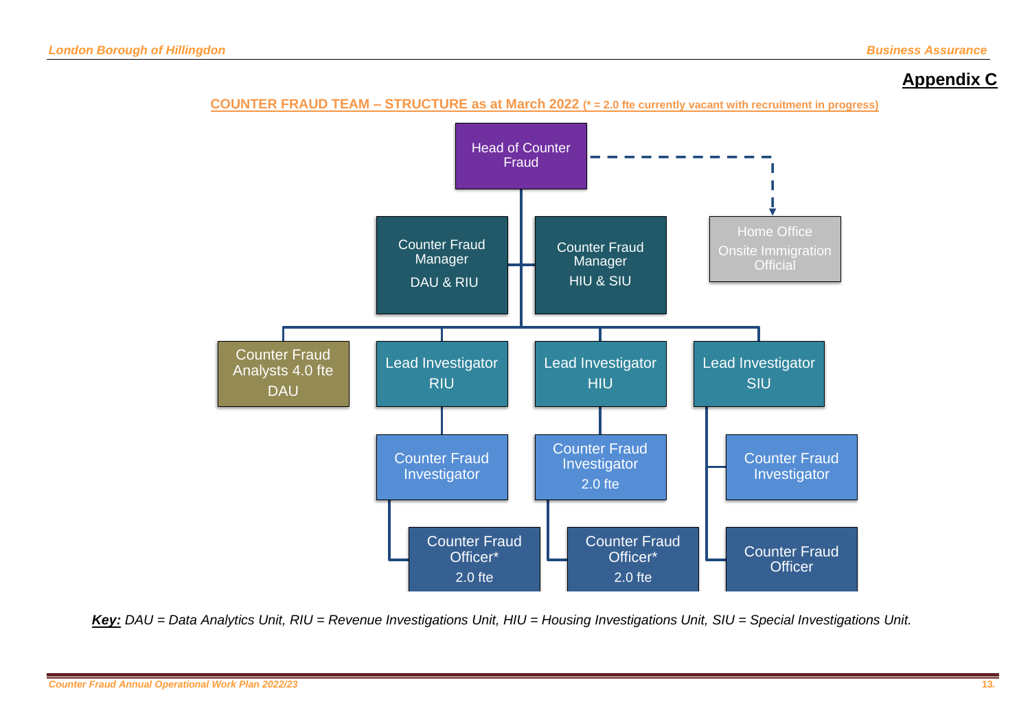## Appendix C

**COUNTER FRAUD TEAM – STRUCTURE as at March 2022** (* = 2.0 fte currently vacant with recruitment in progress)

Head of Counter Fraud

Home Office Onsite Immigration Official

Counter Fraud Manager DAU & RIU

Counter Fraud Manager HIU & SIU

Counter Fraud Analysts 4.0 fte DAU

Lead Investigator RIU

Lead Investigator HIU

Lead Investigator SIU

Counter Fraud Investigator

Counter Fraud Investigator 2.0 fte

Counter Fraud Investigator

Counter Fraud Officer* 2.0 fte

Counter Fraud Officer* 2.0 fte

Counter Fraud Officer

***Key:*** *DAU = Data Analytics Unit, RIU = Revenue Investigations Unit, HIU = Housing Investigations Unit, SIU = Special Investigations Unit.*